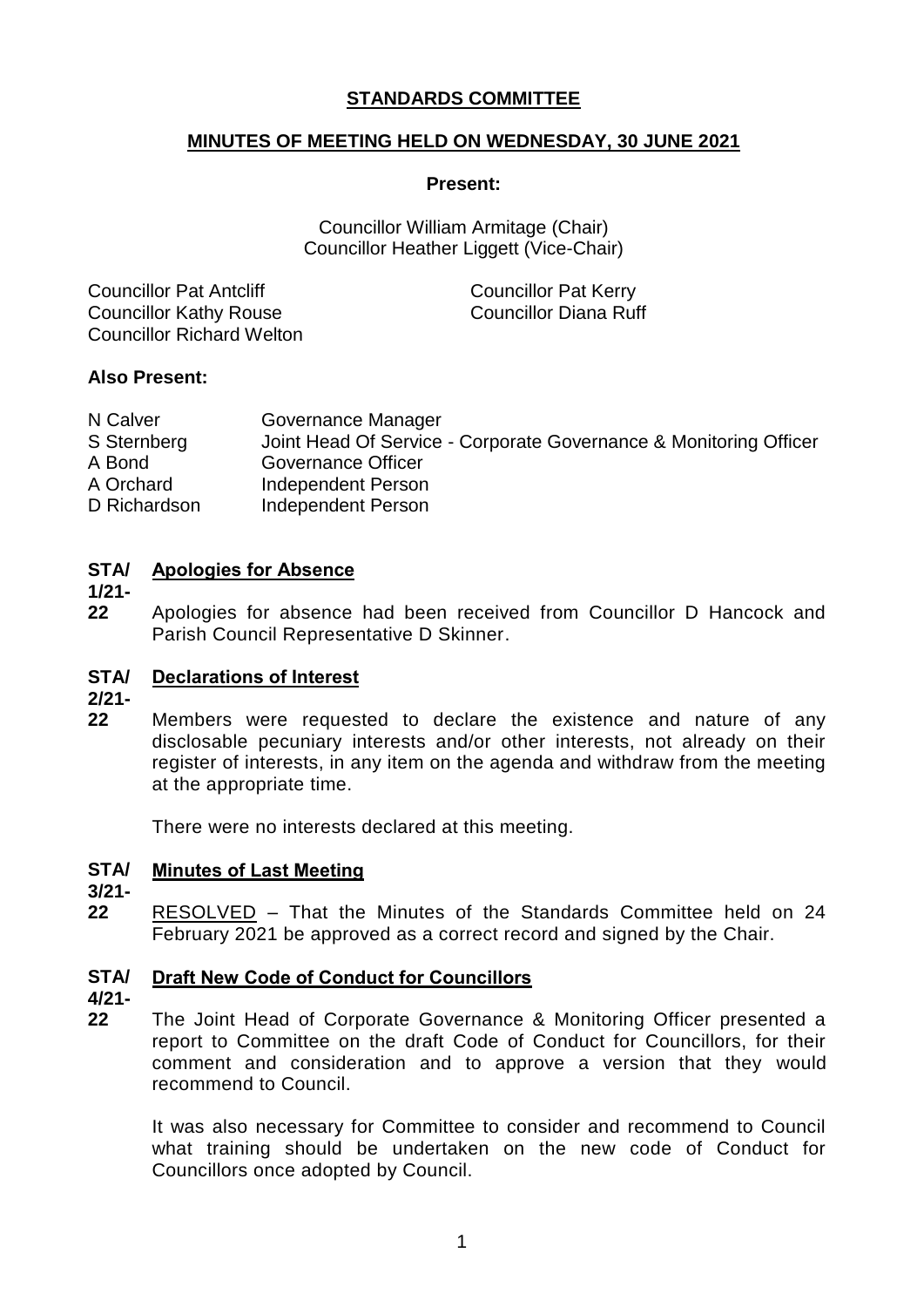# STANDARDS COMMITTEE

## MINUTES OF MEETING HELD ON WEDNESDAY, 30 JUNE 2021

**Present:**

Councillor William Armitage (Chair)
Councillor Heather Liggett (Vice-Chair)

Councillor Pat Antcliff
Councillor Pat Kerry
Councillor Kathy Rouse
Councillor Diana Ruff
Councillor Richard Welton

**Also Present:**

| | |
|---|---|
| N Calver | Governance Manager |
| S Sternberg | Joint Head Of Service - Corporate Governance & Monitoring Officer |
| A Bond | Governance Officer |
| A Orchard | Independent Person |
| D Richardson | Independent Person |

**STA/1/21-22 Apologies for Absence**

Apologies for absence had been received from Councillor D Hancock and Parish Council Representative D Skinner.

**STA/2/21-22 Declarations of Interest**

Members were requested to declare the existence and nature of any disclosable pecuniary interests and/or other interests, not already on their register of interests, in any item on the agenda and withdraw from the meeting at the appropriate time.

There were no interests declared at this meeting.

**STA/3/21-22 Minutes of Last Meeting**

RESOLVED – That the Minutes of the Standards Committee held on 24 February 2021 be approved as a correct record and signed by the Chair.

**STA/4/21-22 Draft New Code of Conduct for Councillors**

The Joint Head of Corporate Governance & Monitoring Officer presented a report to Committee on the draft Code of Conduct for Councillors, for their comment and consideration and to approve a version that they would recommend to Council.

It was also necessary for Committee to consider and recommend to Council what training should be undertaken on the new code of Conduct for Councillors once adopted by Council.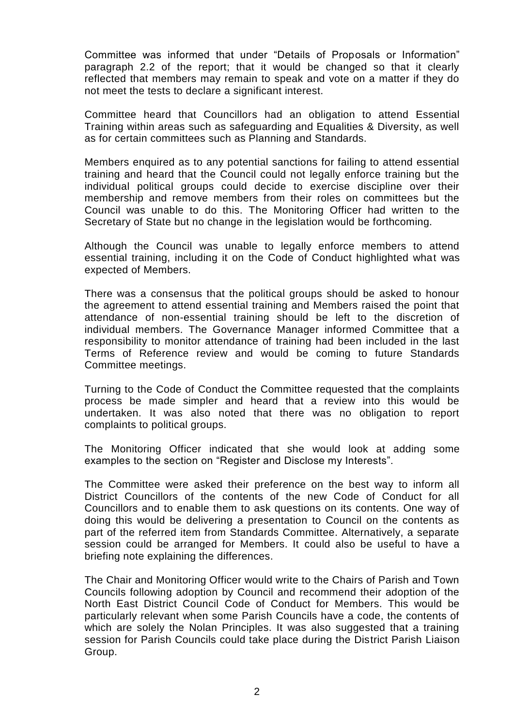Committee was informed that under "Details of Proposals or Information" paragraph 2.2 of the report; that it would be changed so that it clearly reflected that members may remain to speak and vote on a matter if they do not meet the tests to declare a significant interest.

Committee heard that Councillors had an obligation to attend Essential Training within areas such as safeguarding and Equalities & Diversity, as well as for certain committees such as Planning and Standards.

Members enquired as to any potential sanctions for failing to attend essential training and heard that the Council could not legally enforce training but the individual political groups could decide to exercise discipline over their membership and remove members from their roles on committees but the Council was unable to do this. The Monitoring Officer had written to the Secretary of State but no change in the legislation would be forthcoming.

Although the Council was unable to legally enforce members to attend essential training, including it on the Code of Conduct highlighted what was expected of Members.

There was a consensus that the political groups should be asked to honour the agreement to attend essential training and Members raised the point that attendance of non-essential training should be left to the discretion of individual members. The Governance Manager informed Committee that a responsibility to monitor attendance of training had been included in the last Terms of Reference review and would be coming to future Standards Committee meetings.

Turning to the Code of Conduct the Committee requested that the complaints process be made simpler and heard that a review into this would be undertaken. It was also noted that there was no obligation to report complaints to political groups.

The Monitoring Officer indicated that she would look at adding some examples to the section on "Register and Disclose my Interests".

The Committee were asked their preference on the best way to inform all District Councillors of the contents of the new Code of Conduct for all Councillors and to enable them to ask questions on its contents. One way of doing this would be delivering a presentation to Council on the contents as part of the referred item from Standards Committee. Alternatively, a separate session could be arranged for Members. It could also be useful to have a briefing note explaining the differences.

The Chair and Monitoring Officer would write to the Chairs of Parish and Town Councils following adoption by Council and recommend their adoption of the North East District Council Code of Conduct for Members. This would be particularly relevant when some Parish Councils have a code, the contents of which are solely the Nolan Principles. It was also suggested that a training session for Parish Councils could take place during the District Parish Liaison Group.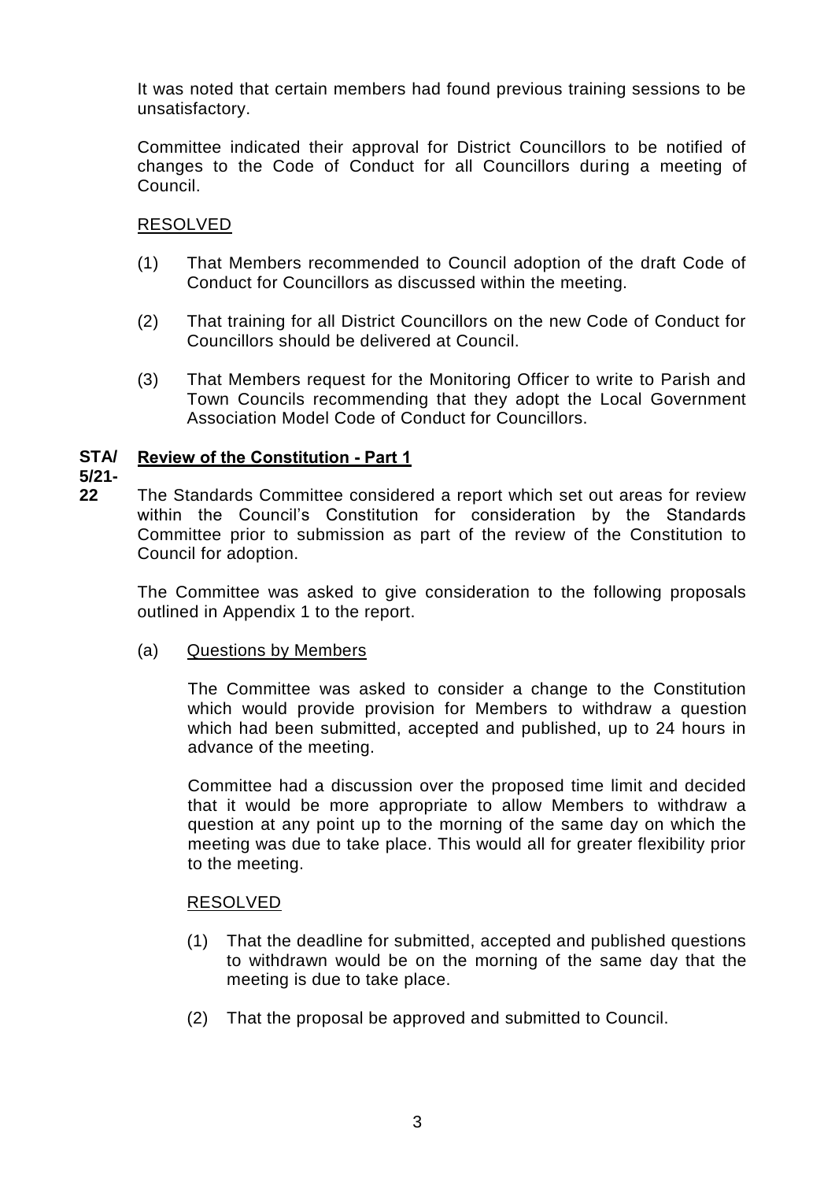It was noted that certain members had found previous training sessions to be unsatisfactory.

Committee indicated their approval for District Councillors to be notified of changes to the Code of Conduct for all Councillors during a meeting of Council.

RESOLVED

(1) That Members recommended to Council adoption of the draft Code of Conduct for Councillors as discussed within the meeting.

(2) That training for all District Councillors on the new Code of Conduct for Councillors should be delivered at Council.

(3) That Members request for the Monitoring Officer to write to Parish and Town Councils recommending that they adopt the Local Government Association Model Code of Conduct for Councillors.

**STA/5/21-22** **Review of the Constitution - Part 1**

The Standards Committee considered a report which set out areas for review within the Council's Constitution for consideration by the Standards Committee prior to submission as part of the review of the Constitution to Council for adoption.

The Committee was asked to give consideration to the following proposals outlined in Appendix 1 to the report.

(a) Questions by Members

The Committee was asked to consider a change to the Constitution which would provide provision for Members to withdraw a question which had been submitted, accepted and published, up to 24 hours in advance of the meeting.

Committee had a discussion over the proposed time limit and decided that it would be more appropriate to allow Members to withdraw a question at any point up to the morning of the same day on which the meeting was due to take place. This would all for greater flexibility prior to the meeting.

RESOLVED

(1) That the deadline for submitted, accepted and published questions to withdrawn would be on the morning of the same day that the meeting is due to take place.

(2) That the proposal be approved and submitted to Council.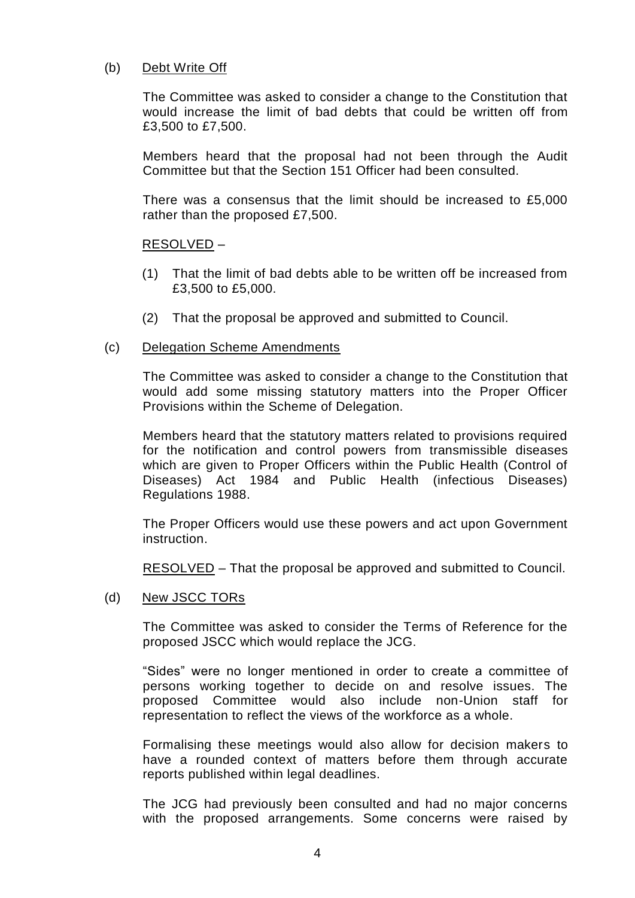(b) Debt Write Off

The Committee was asked to consider a change to the Constitution that would increase the limit of bad debts that could be written off from £3,500 to £7,500.

Members heard that the proposal had not been through the Audit Committee but that the Section 151 Officer had been consulted.

There was a consensus that the limit should be increased to £5,000 rather than the proposed £7,500.

RESOLVED –

(1) That the limit of bad debts able to be written off be increased from £3,500 to £5,000.

(2) That the proposal be approved and submitted to Council.

(c) Delegation Scheme Amendments

The Committee was asked to consider a change to the Constitution that would add some missing statutory matters into the Proper Officer Provisions within the Scheme of Delegation.

Members heard that the statutory matters related to provisions required for the notification and control powers from transmissible diseases which are given to Proper Officers within the Public Health (Control of Diseases) Act 1984 and Public Health (infectious Diseases) Regulations 1988.

The Proper Officers would use these powers and act upon Government instruction.

RESOLVED – That the proposal be approved and submitted to Council.

(d) New JSCC TORs

The Committee was asked to consider the Terms of Reference for the proposed JSCC which would replace the JCG.

"Sides" were no longer mentioned in order to create a committee of persons working together to decide on and resolve issues. The proposed Committee would also include non-Union staff for representation to reflect the views of the workforce as a whole.

Formalising these meetings would also allow for decision makers to have a rounded context of matters before them through accurate reports published within legal deadlines.

The JCG had previously been consulted and had no major concerns with the proposed arrangements. Some concerns were raised by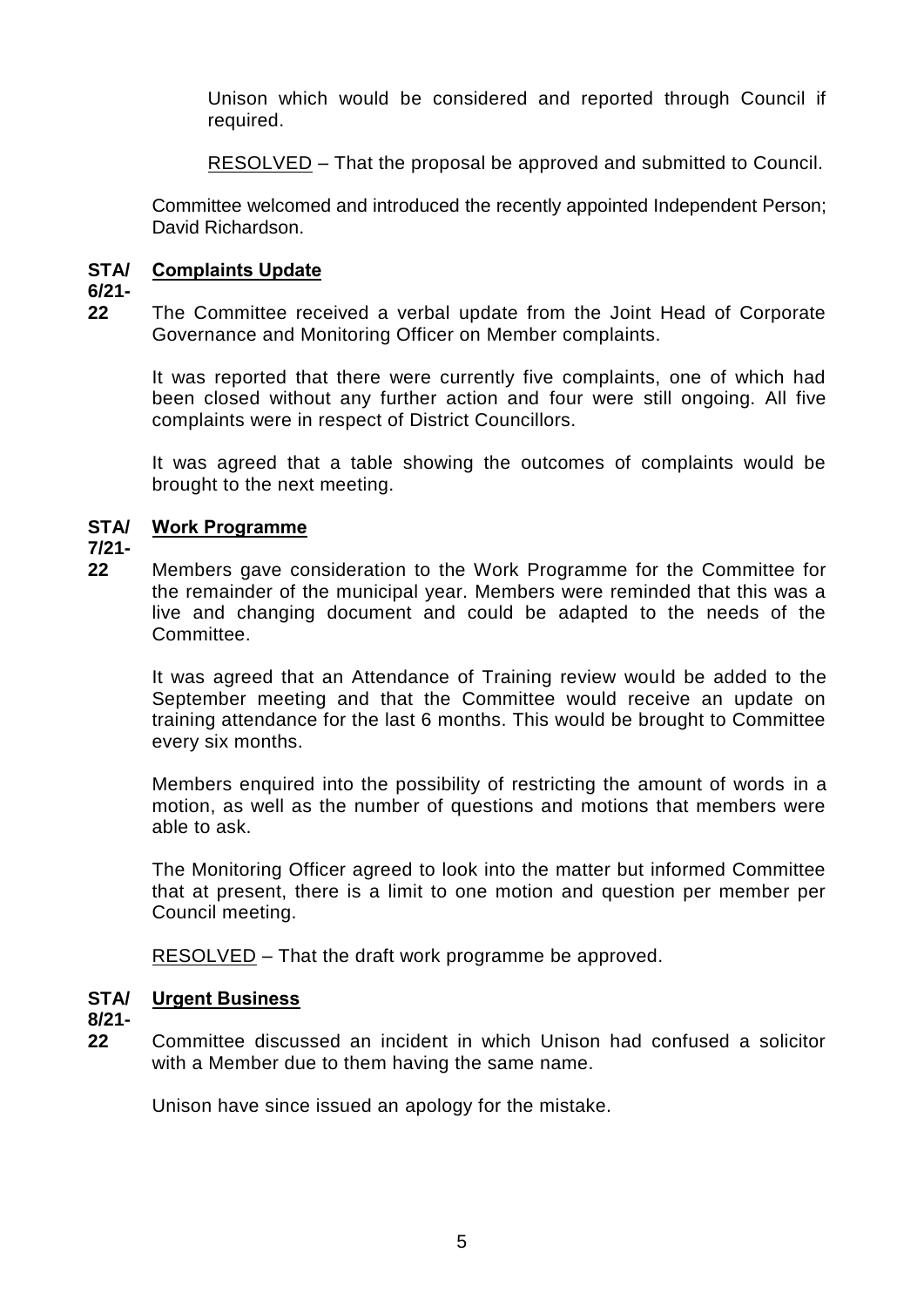Unison which would be considered and reported through Council if required.

RESOLVED – That the proposal be approved and submitted to Council.

Committee welcomed and introduced the recently appointed Independent Person; David Richardson.

**STA/6/21-22** **Complaints Update**

The Committee received a verbal update from the Joint Head of Corporate Governance and Monitoring Officer on Member complaints.

It was reported that there were currently five complaints, one of which had been closed without any further action and four were still ongoing. All five complaints were in respect of District Councillors.

It was agreed that a table showing the outcomes of complaints would be brought to the next meeting.

**STA/7/21-22** **Work Programme**

Members gave consideration to the Work Programme for the Committee for the remainder of the municipal year. Members were reminded that this was a live and changing document and could be adapted to the needs of the Committee.

It was agreed that an Attendance of Training review would be added to the September meeting and that the Committee would receive an update on training attendance for the last 6 months. This would be brought to Committee every six months.

Members enquired into the possibility of restricting the amount of words in a motion, as well as the number of questions and motions that members were able to ask.

The Monitoring Officer agreed to look into the matter but informed Committee that at present, there is a limit to one motion and question per member per Council meeting.

RESOLVED – That the draft work programme be approved.

**STA/8/21-22** **Urgent Business**

Committee discussed an incident in which Unison had confused a solicitor with a Member due to them having the same name.

Unison have since issued an apology for the mistake.